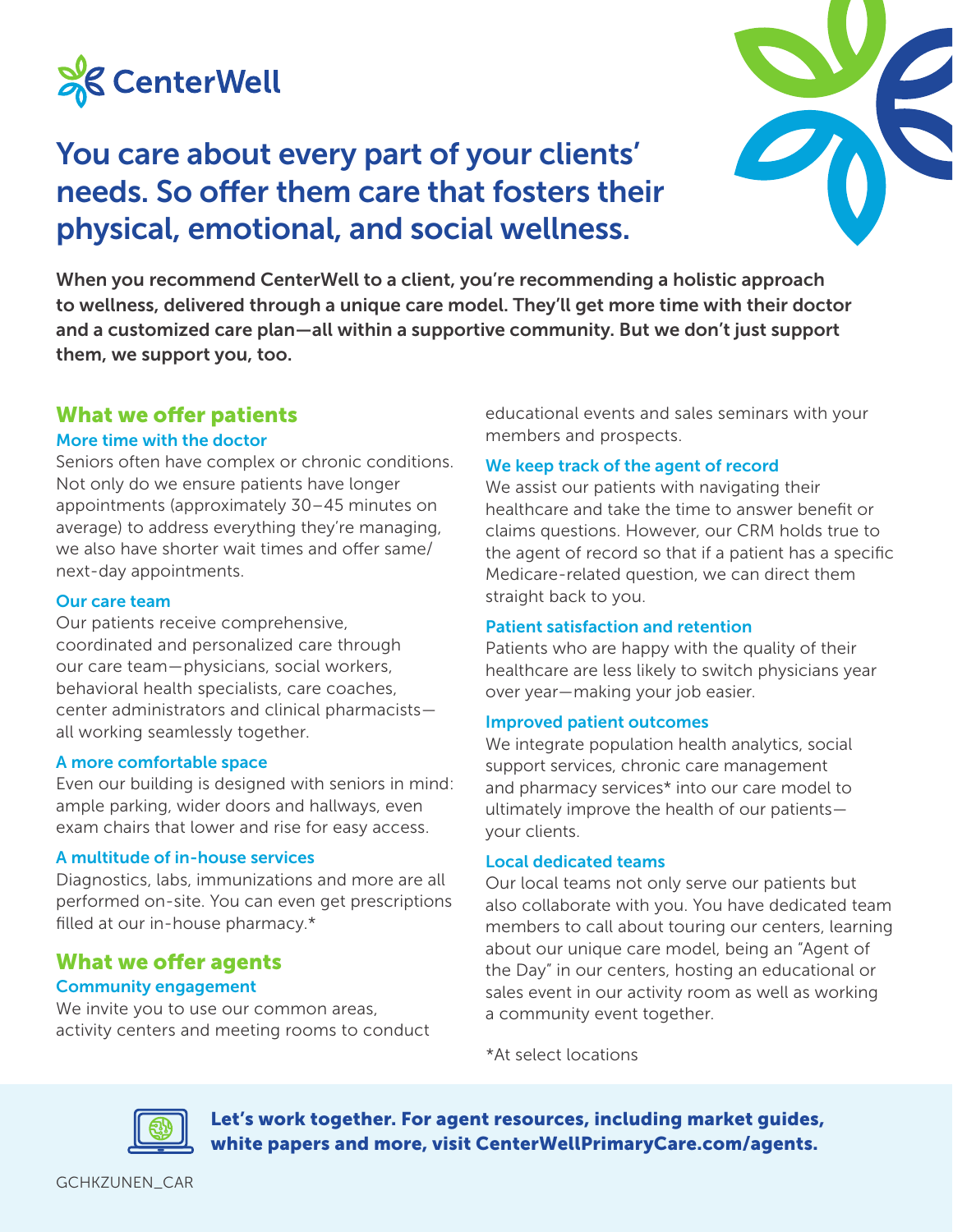# CenterWell

## You care about every part of your clients' needs. So offer them care that fosters their physical, emotional, and social wellness.

**When you recommend CenterWell to a client, you're recommending a holistic approach to wellness, delivered through a unique care model. They'll get more time with their doctor and a customized care plan—all within a supportive community. But we don't just support them, we support you, too.**

## What we offer patients

### More time with the doctor

Seniors often have complex or chronic conditions. Not only do we ensure patients have longer appointments (approximately 30–45 minutes on average) to address everything they're managing, we also have shorter wait times and offer same/next-day appointments.

### Our care team

Our patients receive comprehensive, coordinated and personalized care through our care team—physicians, social workers, behavioral health specialists, care coaches, center administrators and clinical pharmacists—all working seamlessly together.

### A more comfortable space

Even our building is designed with seniors in mind: ample parking, wider doors and hallways, even exam chairs that lower and rise for easy access.

### A multitude of in-house services

Diagnostics, labs, immunizations and more are all performed on-site. You can even get prescriptions filled at our in-house pharmacy.*

## What we offer agents

### Community engagement

We invite you to use our common areas, activity centers and meeting rooms to conduct educational events and sales seminars with your members and prospects.

### We keep track of the agent of record

We assist our patients with navigating their healthcare and take the time to answer benefit or claims questions. However, our CRM holds true to the agent of record so that if a patient has a specific Medicare-related question, we can direct them straight back to you.

### Patient satisfaction and retention

Patients who are happy with the quality of their healthcare are less likely to switch physicians year over year—making your job easier.

### Improved patient outcomes

We integrate population health analytics, social support services, chronic care management and pharmacy services* into our care model to ultimately improve the health of our patients—your clients.

### Local dedicated teams

Our local teams not only serve our patients but also collaborate with you. You have dedicated team members to call about touring our centers, learning about our unique care model, being an "Agent of the Day" in our centers, hosting an educational or sales event in our activity room as well as working a community event together.

*At select locations

**Let's work together. For agent resources, including market guides, white papers and more, visit CenterWellPrimaryCare.com/agents.**

GCHKZUNEN_CAR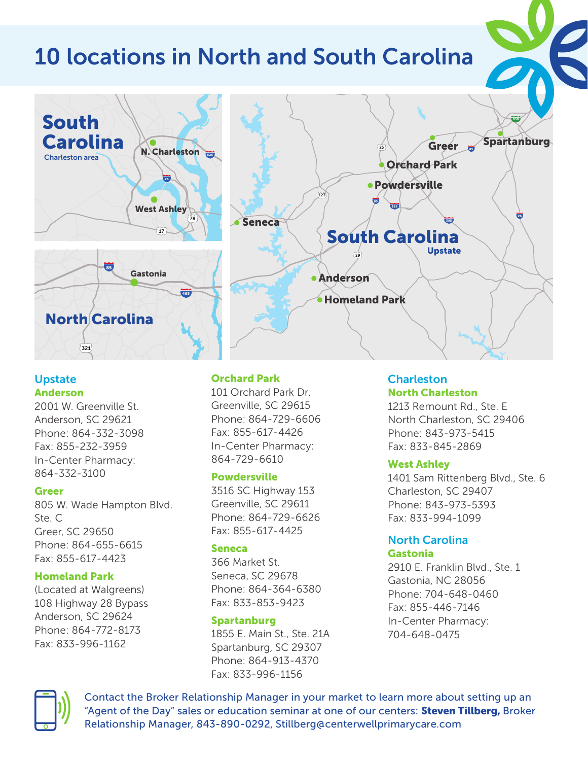# 10 locations in North and South Carolina

## Upstate

### Anderson
2001 W. Greenville St.
Anderson, SC 29621
Phone: 864-332-3098
Fax: 855-232-3959
In-Center Pharmacy:
864-332-3100

### Greer
805 W. Wade Hampton Blvd.
Ste. C
Greer, SC 29650
Phone: 864-655-6615
Fax: 855-617-4423

### Homeland Park
(Located at Walgreens)
108 Highway 28 Bypass
Anderson, SC 29624
Phone: 864-772-8173
Fax: 833-996-1162

### Orchard Park
101 Orchard Park Dr.
Greenville, SC 29615
Phone: 864-729-6606
Fax: 855-617-4426
In-Center Pharmacy:
864-729-6610

### Powdersville
3516 SC Highway 153
Greenville, SC 29611
Phone: 864-729-6626
Fax: 855-617-4425

### Seneca
366 Market St.
Seneca, SC 29678
Phone: 864-364-6380
Fax: 833-853-9423

### Spartanburg
1855 E. Main St., Ste. 21A
Spartanburg, SC 29307
Phone: 864-913-4370
Fax: 833-996-1156

## Charleston

### North Charleston
1213 Remount Rd., Ste. E
North Charleston, SC 29406
Phone: 843-973-5415
Fax: 833-845-2869

### West Ashley
1401 Sam Rittenberg Blvd., Ste. 6
Charleston, SC 29407
Phone: 843-973-5393
Fax: 833-994-1099

## North Carolina

### Gastonia
2910 E. Franklin Blvd., Ste. 1
Gastonia, NC 28056
Phone: 704-648-0460
Fax: 855-446-7146
In-Center Pharmacy:
704-648-0475

Contact the Broker Relationship Manager in your market to learn more about setting up an "Agent of the Day" sales or education seminar at one of our centers: **Steven Tillberg,** Broker Relationship Manager, 843-890-0292, Stillberg@centerwellprimarycare.com